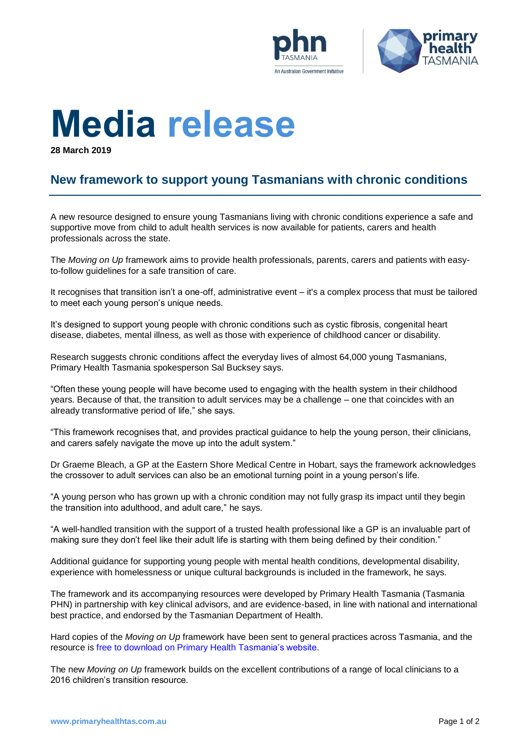# Media release

**28 March 2019**

## New framework to support young Tasmanians with chronic conditions

A new resource designed to ensure young Tasmanians living with chronic conditions experience a safe and supportive move from child to adult health services is now available for patients, carers and health professionals across the state.

The *Moving on Up* framework aims to provide health professionals, parents, carers and patients with easy-to-follow guidelines for a safe transition of care.

It recognises that transition isn't a one-off, administrative event – it's a complex process that must be tailored to meet each young person's unique needs.

It's designed to support young people with chronic conditions such as cystic fibrosis, congenital heart disease, diabetes, mental illness, as well as those with experience of childhood cancer or disability.

Research suggests chronic conditions affect the everyday lives of almost 64,000 young Tasmanians, Primary Health Tasmania spokesperson Sal Bucksey says.

"Often these young people will have become used to engaging with the health system in their childhood years. Because of that, the transition to adult services may be a challenge – one that coincides with an already transformative period of life," she says.

"This framework recognises that, and provides practical guidance to help the young person, their clinicians, and carers safely navigate the move up into the adult system."

Dr Graeme Bleach, a GP at the Eastern Shore Medical Centre in Hobart, says the framework acknowledges the crossover to adult services can also be an emotional turning point in a young person's life.

"A young person who has grown up with a chronic condition may not fully grasp its impact until they begin the transition into adulthood, and adult care," he says.

"A well-handled transition with the support of a trusted health professional like a GP is an invaluable part of making sure they don't feel like their adult life is starting with them being defined by their condition."

Additional guidance for supporting young people with mental health conditions, developmental disability, experience with homelessness or unique cultural backgrounds is included in the framework, he says.

The framework and its accompanying resources were developed by Primary Health Tasmania (Tasmania PHN) in partnership with key clinical advisors, and are evidence-based, in line with national and international best practice, and endorsed by the Tasmanian Department of Health.

Hard copies of the *Moving on Up* framework have been sent to general practices across Tasmania, and the resource is free to download on Primary Health Tasmania's website.

The new *Moving on Up* framework builds on the excellent contributions of a range of local clinicians to a 2016 children's transition resource.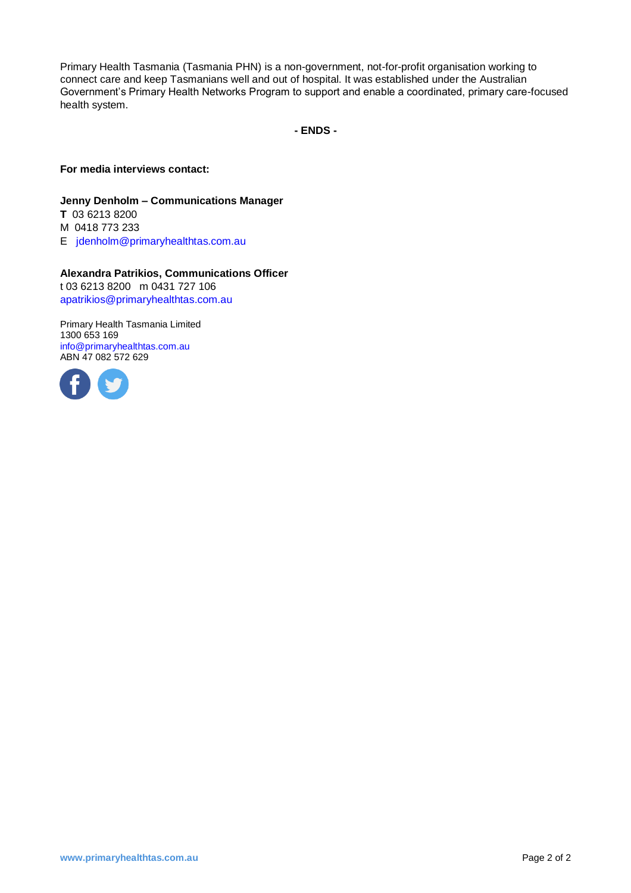Primary Health Tasmania (Tasmania PHN) is a non-government, not-for-profit organisation working to connect care and keep Tasmanians well and out of hospital. It was established under the Australian Government's Primary Health Networks Program to support and enable a coordinated, primary care-focused health system.

**- ENDS -**

**For media interviews contact:**

**Jenny Denholm – Communications Manager**
**T** 03 6213 8200
M 0418 773 233
E jdenholm@primaryhealthtas.com.au

**Alexandra Patrikios, Communications Officer**
t 03 6213 8200 m 0431 727 106
apatrikios@primaryhealthtas.com.au

Primary Health Tasmania Limited
1300 653 169
info@primaryhealthtas.com.au
ABN 47 082 572 629

www.primaryhealthtas.com.au